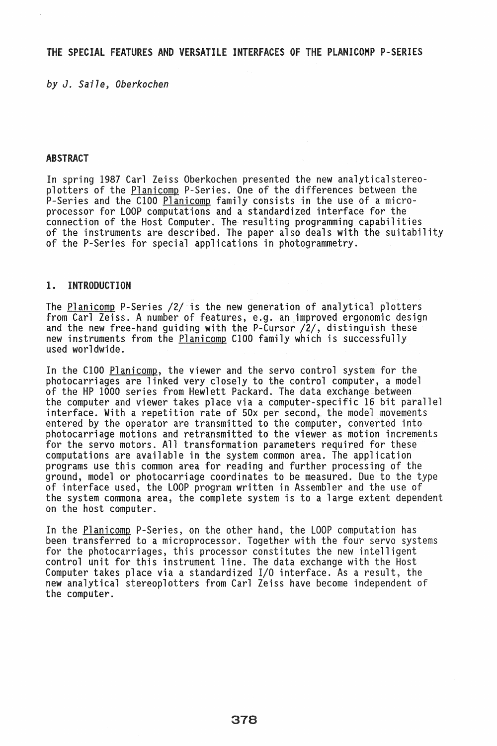# THE SPECIAL FEATURES AND VERSATILE INTERFACES OF THE PLANICOMP P-SERIES

*by J. Saile, Oberkochen*

## ABSTRACT

In spring 1987 Carl Zeiss Oberkochen presented the new analyticalstereoplotters of the Planicomp P-Series. One of the differences between the P-Series and the C100 Planicomp family consists in the use of a microprocessor for LOOP computations and a standardized interface for the connection of the Host Computer. The resulting programming capabilities of the instruments are described. The paper also deals with the suitability of the P-Series for special applications in photogrammetry.

## 1. INTRODUCTION

The Planicomp P-Series /2/ is the new generation of analytical plotters from Carl Zeiss. A number of features, e.g. an improved ergonomic design and the new free-hand guiding with the P-Cursor /2/, distinguish these new instruments from the Planicomp C100 family which is successfully used worldwide.

In the C100 Planicomp, the viewer and the servo control system for the photocarriages are linked very closely to the control computer, a model of the HP 1000 series from Hewlett Packard. The data exchange between the computer and viewer takes place via a computer-specific 16 bit parallel interface. With a repetition rate of 50x per second, the model movements entered by the operator are transmitted to the computer, converted into photocarriage motions and retransmitted to the viewer as motion increments for the servo motors. All transformation parameters required for these computations are available in the system common area. The application programs use this common area for reading and further processing of the ground, model or photocarriage coordinates to be measured. Due to the type of interface used, the LOOP program written in Assembler and the use of the system commona area, the complete system is to a large extent dependent on the host computer.

In the Planicomp P-Series, on the other hand, the LOOP computation has been transferred to a microprocessor. Together with the four servo systems for the photocarriages, this processor constitutes the new intelligent control unit for this instrument line. The data exchange with the Host Computer takes place via a standardized I/O interface. As a result, the new analytical stereoplotters from Carl Zeiss have become independent of the computer.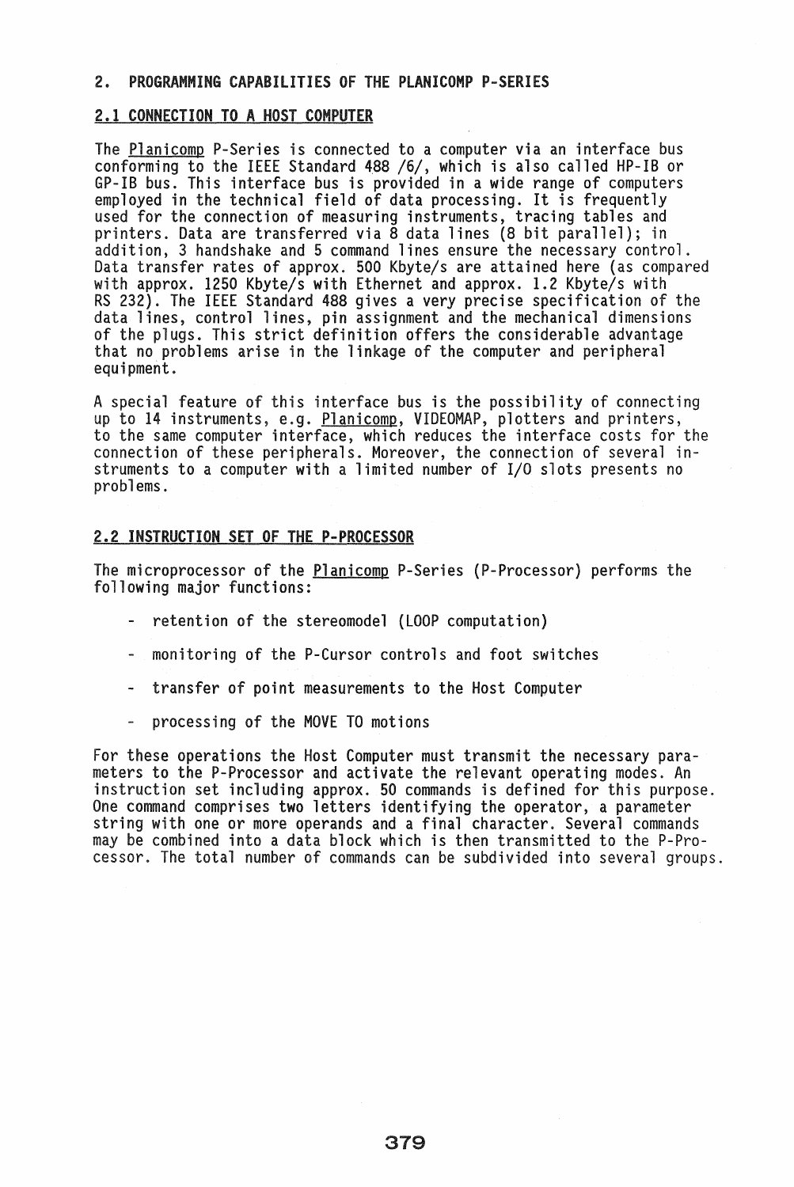## 2. PROGRAMMING CAPABILITIES OF THE PLANICOMP P-SERIES

### 2.1 CONNECTION TO A HOST COMPUTER

The Planicomp P-Series is connected to a computer via an interface bus conforming to the IEEE Standard 488 /6/, which is also called HP-IB or GP-IB bus. This interface bus is provided in a wide range of computers employed in the technical field of data processing. It is frequently used for the connection of measuring instruments, tracing tables and printers. Data are transferred via 8 data lines (8 bit parallel); in addition, 3 handshake and 5 command lines ensure the necessary control. Data transfer rates of approx. 500 Kbyte/s are attained here (as compared with approx. 1250 Kbyte/s with Ethernet and approx. 1.2 Kbyte/s with RS 232). The IEEE Standard 488 gives a very precise specification of the data lines, control lines, pin assignment and the mechanical dimensions of the plugs. This strict definition offers the considerable advantage that no problems arise in the linkage of the computer and peripheral equipment.

A special feature of this interface bus is the possibility of connecting up to 14 instruments, e.g. Planicomp, VIDEOMAP, plotters and printers, to the same computer interface, which reduces the interface costs for the connection of these peripherals. Moreover, the connection of several instruments to a computer with a limited number of I/O slots presents no problems.

### 2.2 INSTRUCTION SET OF THE P-PROCESSOR

The microprocessor of the Planicomp P-Series (P-Processor) performs the following major functions:

- retention of the stereomodel (LOOP computation)
- monitoring of the P-Cursor controls and foot switches
- transfer of point measurements to the Host Computer
- processing of the MOVE TO motions

For these operations the Host Computer must transmit the necessary parameters to the P-Processor and activate the relevant operating modes. An instruction set including approx. 50 commands is defined for this purpose. One command comprises two letters identifying the operator, a parameter string with one or more operands and a final character. Several commands may be combined into a data block which is then transmitted to the P-Processor. The total number of commands can be subdivided into several groups.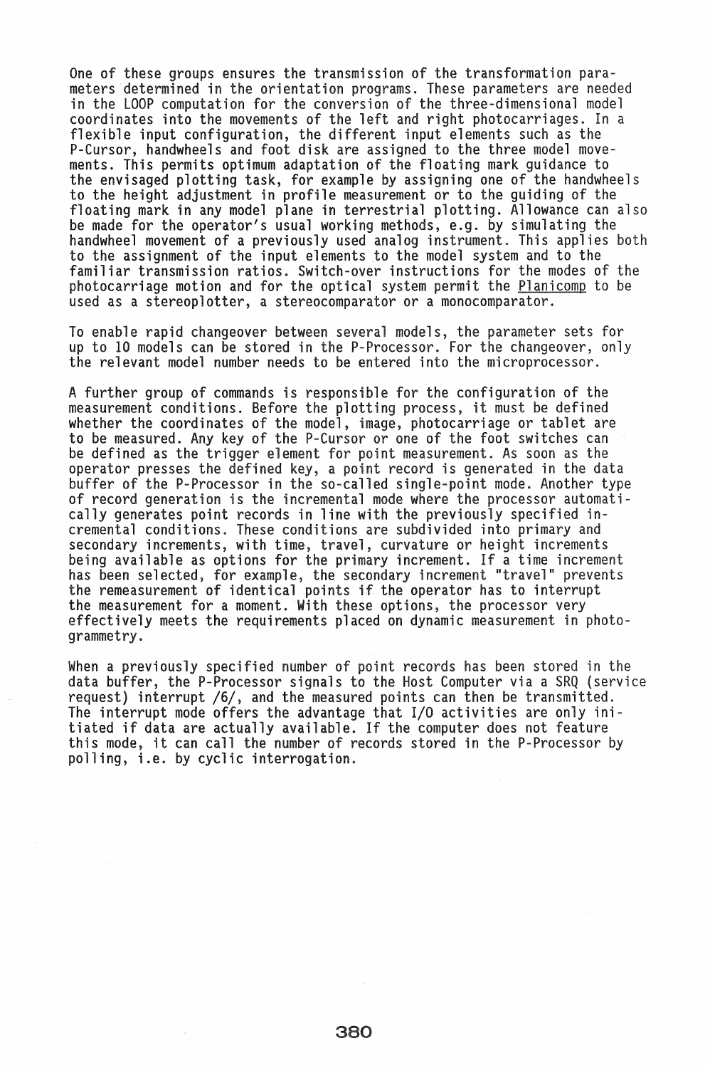One of these groups ensures the transmission of the transformation parameters determined in the orientation programs. These parameters are needed in the LOOP computation for the conversion of the three-dimensional model coordinates into the movements of the left and right photocarriages. In a flexible input configuration, the different input elements such as the P-Cursor, handwheels and foot disk are assigned to the three model movements. This permits optimum adaptation of the floating mark guidance to the envisaged plotting task, for example by assigning one of the handwheels to the height adjustment in profile measurement or to the guiding of the floating mark in any model plane in terrestrial plotting. Allowance can also be made for the operator's usual working methods, e.g. by simulating the handwheel movement of a previously used analog instrument. This applies both to the assignment of the input elements to the model system and to the familiar transmission ratios. Switch-over instructions for the modes of the photocarriage motion and for the optical system permit the Planicomp to be used as a stereoplotter, a stereocomparator or a monocomparator.

To enable rapid changeover between several models, the parameter sets for up to 10 models can be stored in the P-Processor. For the changeover, only the relevant model number needs to be entered into the microprocessor.

A further group of commands is responsible for the configuration of the measurement conditions. Before the plotting process, it must be defined whether the coordinates of the model, image, photocarriage or tablet are to be measured. Any key of the P-Cursor or one of the foot switches can be defined as the trigger element for point measurement. As soon as the operator presses the defined key, a point record is generated in the data buffer of the P-Processor in the so-called single-point mode. Another type of record generation is the incremental mode where the processor automatically generates point records in line with the previously specified incremental conditions. These conditions are subdivided into primary and secondary increments, with time, travel, curvature or height increments being available as options for the primary increment. If a time increment has been selected, for example, the secondary increment "travel" prevents the remeasurement of identical points if the operator has to interrupt the measurement for a moment. With these options, the processor very effectively meets the requirements placed on dynamic measurement in photogrammetry.

When a previously specified number of point records has been stored in the data buffer, the P-Processor signals to the Host Computer via a SRQ (service request) interrupt /6/, and the measured points can then be transmitted. The interrupt mode offers the advantage that I/O activities are only initiated if data are actually available. If the computer does not feature this mode, it can call the number of records stored in the P-Processor by polling, i.e. by cyclic interrogation.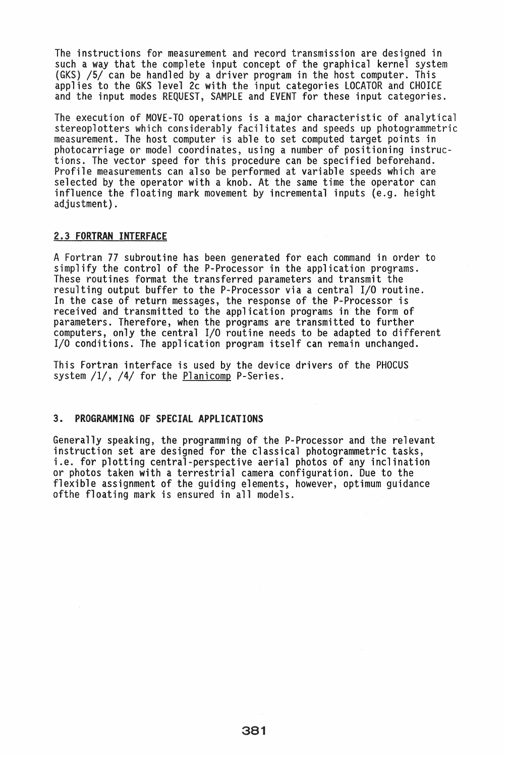The instructions for measurement and record transmission are designed in such a way that the complete input concept of the graphical kernel system (GKS) /5/ can be handled by a driver program in the host computer. This applies to the GKS level 2c with the input categories LOCATOR and CHOICE and the input modes REQUEST, SAMPLE and EVENT for these input categories.

The execution of MOVE-TO operations is a major characteristic of analytical stereoplotters which considerably facilitates and speeds up photogrammetric measurement. The host computer is able to set computed target points in photocarriage or model coordinates, using a number of positioning instructions. The vector speed for this procedure can be specified beforehand. Profile measurements can also be performed at variable speeds which are selected by the operator with a knob. At the same time the operator can influence the floating mark movement by incremental inputs (e.g. height adjustment).

### 2.3 FORTRAN INTERFACE

A Fortran 77 subroutine has been generated for each command in order to simplify the control of the P-Processor in the application programs. These routines format the transferred parameters and transmit the resulting output buffer to the P-Processor via a central I/O routine. In the case of return messages, the response of the P-Processor is received and transmitted to the application programs in the form of parameters. Therefore, when the programs are transmitted to further computers, only the central I/O routine needs to be adapted to different I/O conditions. The application program itself can remain unchanged.

This Fortran interface is used by the device drivers of the PHOCUS system /1/, /4/ for the Planicomp P-Series.

## 3. PROGRAMMING OF SPECIAL APPLICATIONS

Generally speaking, the programming of the P-Processor and the relevant instruction set are designed for the classical photogrammetric tasks, i.e. for plotting central-perspective aerial photos of any inclination or photos taken with a terrestrial camera configuration. Due to the flexible assignment of the guiding elements, however, optimum guidance ofthe floating mark is ensured in all models.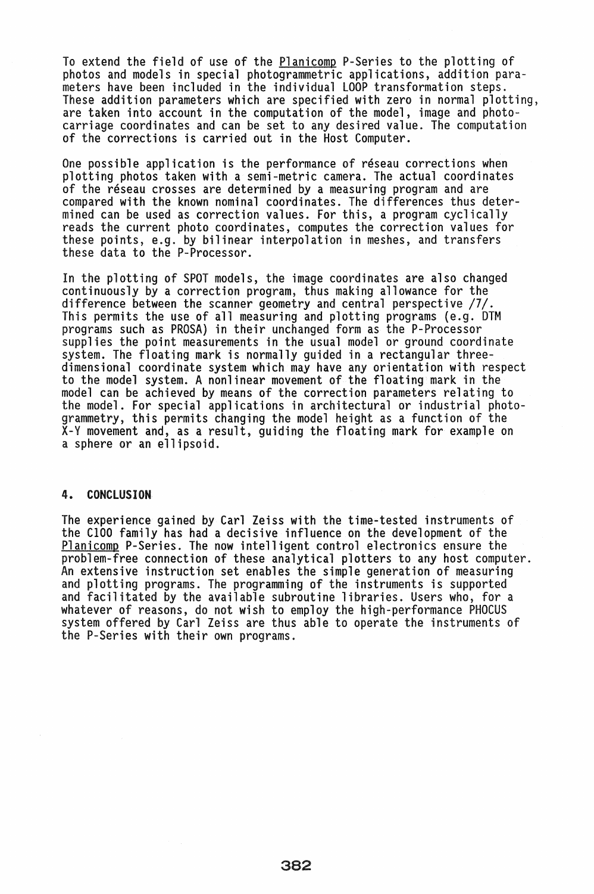To extend the field of use of the Planicomp P-Series to the plotting of photos and models in special photogrammetric applications, addition parameters have been included in the individual LOOP transformation steps. These addition parameters which are specified with zero in normal plotting, are taken into account in the computation of the model, image and photo-carriage coordinates and can be set to any desired value. The computation of the corrections is carried out in the Host Computer.

One possible application is the performance of réseau corrections when plotting photos taken with a semi-metric camera. The actual coordinates of the réseau crosses are determined by a measuring program and are compared with the known nominal coordinates. The differences thus determined can be used as correction values. For this, a program cyclically reads the current photo coordinates, computes the correction values for these points, e.g. by bilinear interpolation in meshes, and transfers these data to the P-Processor.

In the plotting of SPOT models, the image coordinates are also changed continuously by a correction program, thus making allowance for the difference between the scanner geometry and central perspective /7/. This permits the use of all measuring and plotting programs (e.g. DTM programs such as PROSA) in their unchanged form as the P-Processor supplies the point measurements in the usual model or ground coordinate system. The floating mark is normally guided in a rectangular three-dimensional coordinate system which may have any orientation with respect to the model system. A nonlinear movement of the floating mark in the model can be achieved by means of the correction parameters relating to the model. For special applications in architectural or industrial photogrammetry, this permits changing the model height as a function of the X-Y movement and, as a result, guiding the floating mark for example on a sphere or an ellipsoid.

## 4. CONCLUSION

The experience gained by Carl Zeiss with the time-tested instruments of the C100 family has had a decisive influence on the development of the Planicomp P-Series. The now intelligent control electronics ensure the problem-free connection of these analytical plotters to any host computer. An extensive instruction set enables the simple generation of measuring and plotting programs. The programming of the instruments is supported and facilitated by the available subroutine libraries. Users who, for a whatever of reasons, do not wish to employ the high-performance PHOCUS system offered by Carl Zeiss are thus able to operate the instruments of the P-Series with their own programs.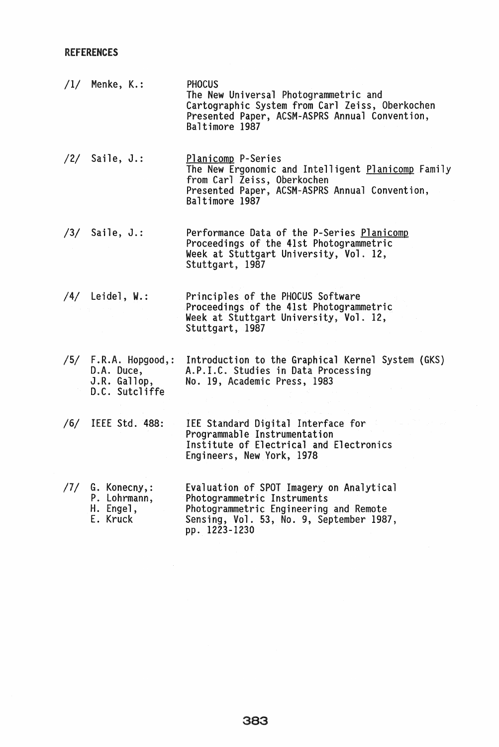**REFERENCES**

/1/ Menke, K.: PHOCUS
The New Universal Photogrammetric and Cartographic System from Carl Zeiss, Oberkochen
Presented Paper, ACSM-ASPRS Annual Convention, Baltimore 1987

/2/ Saile, J.: Planicomp P-Series
The New Ergonomic and Intelligent Planicomp Family from Carl Zeiss, Oberkochen
Presented Paper, ACSM-ASPRS Annual Convention, Baltimore 1987

/3/ Saile, J.: Performance Data of the P-Series Planicomp
Proceedings of the 41st Photogrammetric Week at Stuttgart University, Vol. 12, Stuttgart, 1987

/4/ Leidel, W.: Principles of the PHOCUS Software
Proceedings of the 41st Photogrammetric Week at Stuttgart University, Vol. 12, Stuttgart, 1987

/5/ F.R.A. Hopgood,: D.A. Duce, J.R. Gallop, D.C. Sutcliffe: Introduction to the Graphical Kernel System (GKS)
A.P.I.C. Studies in Data Processing
No. 19, Academic Press, 1983

/6/ IEEE Std. 488: IEE Standard Digital Interface for Programmable Instrumentation
Institute of Electrical and Electronics Engineers, New York, 1978

/7/ G. Konecny,: P. Lohrmann, H. Engel, E. Kruck: Evaluation of SPOT Imagery on Analytical Photogrammetric Instruments
Photogrammetric Engineering and Remote Sensing, Vol. 53, No. 9, September 1987, pp. 1223-1230